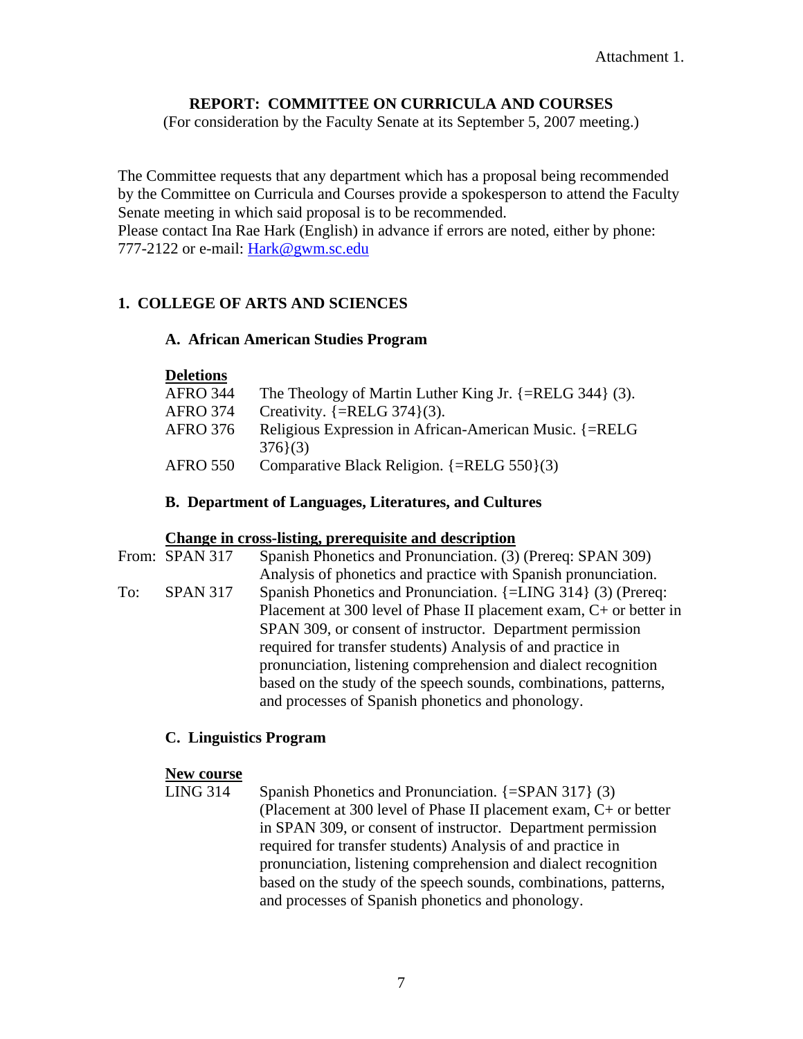Attachment 1.

# REPORT: COMMITTEE ON CURRICULA AND COURSES

(For consideration by the Faculty Senate at its September 5, 2007 meeting.)

The Committee requests that any department which has a proposal being recommended by the Committee on Curricula and Courses provide a spokesperson to attend the Faculty Senate meeting in which said proposal is to be recommended.
Please contact Ina Rae Hark (English) in advance if errors are noted, either by phone: 777-2122 or e-mail: [Hark@gwm.sc.edu](mailto:Hark@gwm.sc.edu)

## 1. COLLEGE OF ARTS AND SCIENCES

### A. African American Studies Program

**Deletions**

AFRO 344 The Theology of Martin Luther King Jr. {=RELG 344} (3).

AFRO 374 Creativity. {=RELG 374}(3).

AFRO 376 Religious Expression in African-American Music. {=RELG 376}(3)

AFRO 550 Comparative Black Religion. {=RELG 550}(3)

### B. Department of Languages, Literatures, and Cultures

**Change in cross-listing, prerequisite and description**

From: SPAN 317 Spanish Phonetics and Pronunciation. (3) (Prereq: SPAN 309) Analysis of phonetics and practice with Spanish pronunciation.

To: SPAN 317 Spanish Phonetics and Pronunciation. {=LING 314} (3) (Prereq: Placement at 300 level of Phase II placement exam, C+ or better in SPAN 309, or consent of instructor. Department permission required for transfer students) Analysis of and practice in pronunciation, listening comprehension and dialect recognition based on the study of the speech sounds, combinations, patterns, and processes of Spanish phonetics and phonology.

### C. Linguistics Program

**New course**

LING 314 Spanish Phonetics and Pronunciation. {=SPAN 317} (3) (Placement at 300 level of Phase II placement exam, C+ or better in SPAN 309, or consent of instructor. Department permission required for transfer students) Analysis of and practice in pronunciation, listening comprehension and dialect recognition based on the study of the speech sounds, combinations, patterns, and processes of Spanish phonetics and phonology.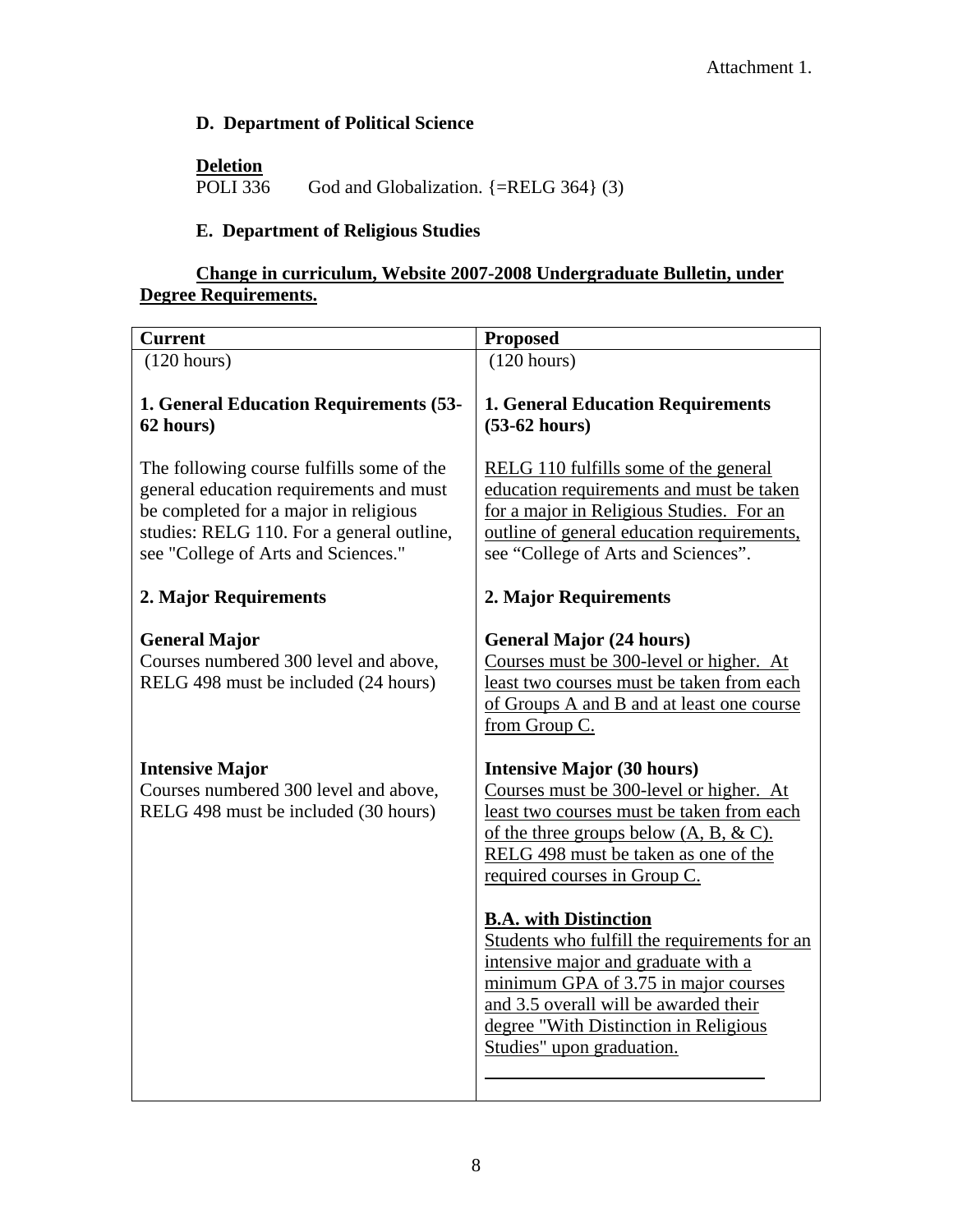Attachment 1.

### D. Department of Political Science

**Deletion**

POLI 336 God and Globalization. {=RELG 364} (3)

### E. Department of Religious Studies

**Change in curriculum, Website 2007-2008 Undergraduate Bulletin, under Degree Requirements.**

| Current | Proposed |
|---|---|
| (120 hours)<br><br>**1. General Education Requirements (53-62 hours)**<br><br>The following course fulfills some of the general education requirements and must be completed for a major in religious studies: RELG 110. For a general outline, see "College of Arts and Sciences."<br><br>**2. Major Requirements**<br><br>**General Major**<br>Courses numbered 300 level and above, RELG 498 must be included (24 hours)<br><br>**Intensive Major**<br>Courses numbered 300 level and above, RELG 498 must be included (30 hours) | (120 hours)<br><br>**1. General Education Requirements (53-62 hours)**<br><br>RELG 110 fulfills some of the general education requirements and must be taken for a major in Religious Studies. For an outline of general education requirements, see "College of Arts and Sciences".<br><br>**2. Major Requirements**<br><br>**General Major (24 hours)**<br>Courses must be 300-level or higher. At least two courses must be taken from each of Groups A and B and at least one course from Group C.<br><br>**Intensive Major (30 hours)**<br>Courses must be 300-level or higher. At least two courses must be taken from each of the three groups below (A, B, & C). RELG 498 must be taken as one of the required courses in Group C.<br><br>**B.A. with Distinction**<br>Students who fulfill the requirements for an intensive major and graduate with a minimum GPA of 3.75 in major courses and 3.5 overall will be awarded their degree "With Distinction in Religious Studies" upon graduation. |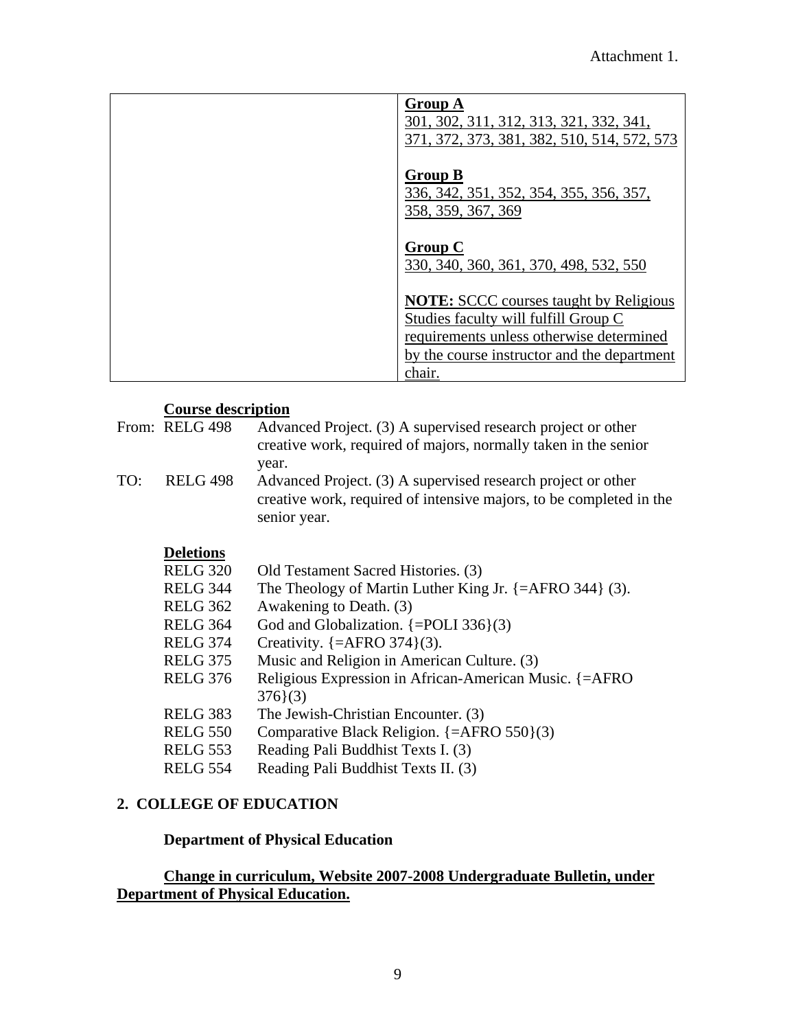Attachment 1.

| | **Group A**<br>301, 302, 311, 312, 313, 321, 332, 341, 371, 372, 373, 381, 382, 510, 514, 572, 573<br><br>**Group B**<br>336, 342, 351, 352, 354, 355, 356, 357, 358, 359, 367, 369<br><br>**Group C**<br>330, 340, 360, 361, 370, 498, 532, 550<br><br>**NOTE:** SCCC courses taught by Religious Studies faculty will fulfill Group C requirements unless otherwise determined by the course instructor and the department chair. |
|---|---|

**Course description**

From: RELG 498 Advanced Project. (3) A supervised research project or other creative work, required of majors, normally taken in the senior year.

TO: RELG 498 Advanced Project. (3) A supervised research project or other creative work, required of intensive majors, to be completed in the senior year.

**Deletions**

RELG 320 Old Testament Sacred Histories. (3)
RELG 344 The Theology of Martin Luther King Jr. {=AFRO 344} (3).
RELG 362 Awakening to Death. (3)
RELG 364 God and Globalization. {=POLI 336}(3)
RELG 374 Creativity. {=AFRO 374}(3).
RELG 375 Music and Religion in American Culture. (3)
RELG 376 Religious Expression in African-American Music. {=AFRO 376}(3)
RELG 383 The Jewish-Christian Encounter. (3)
RELG 550 Comparative Black Religion. {=AFRO 550}(3)
RELG 553 Reading Pali Buddhist Texts I. (3)
RELG 554 Reading Pali Buddhist Texts II. (3)

## 2. COLLEGE OF EDUCATION

### Department of Physical Education

**Change in curriculum, Website 2007-2008 Undergraduate Bulletin, under Department of Physical Education.**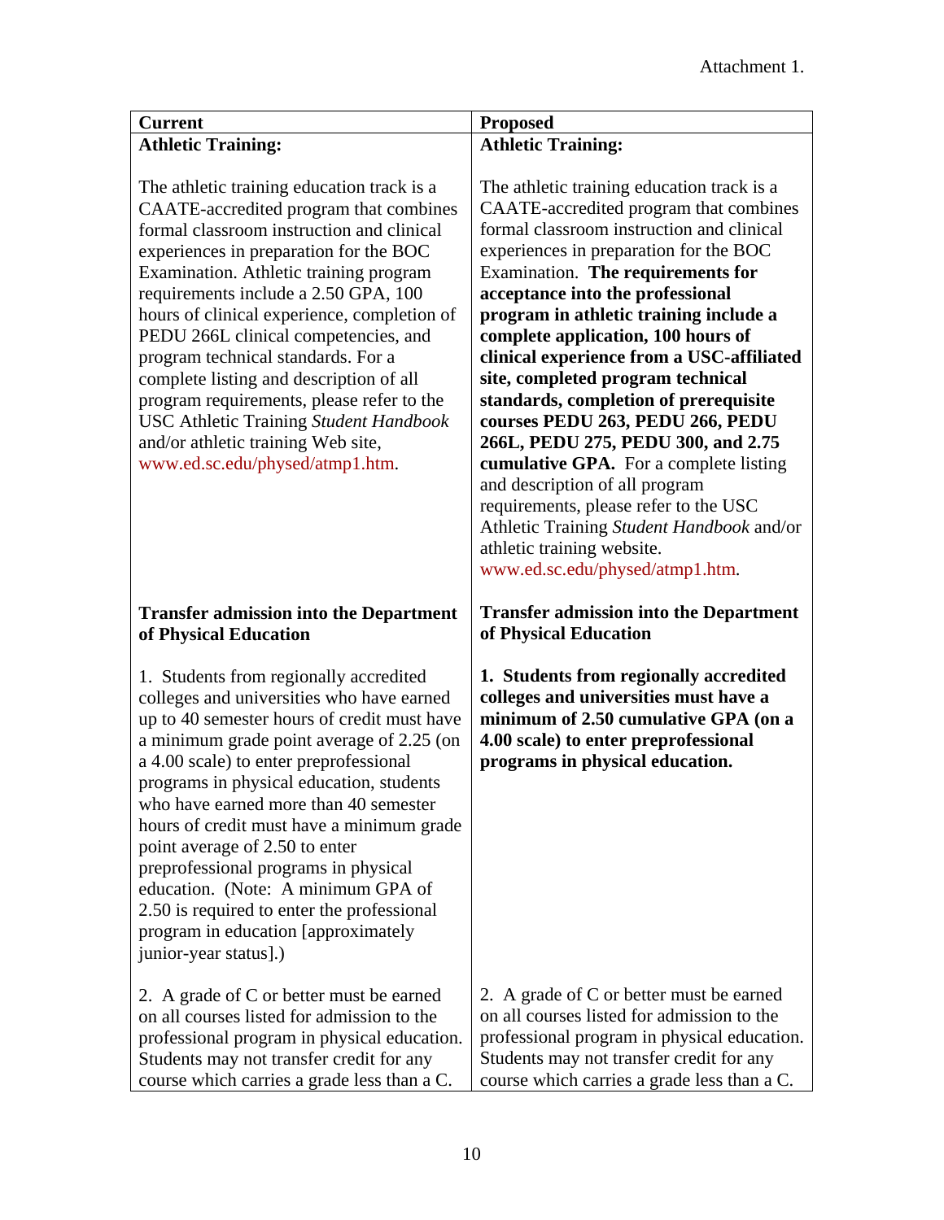Attachment 1.

| Current | Proposed |
|---|---|
| **Athletic Training:**<br><br>The athletic training education track is a CAATE-accredited program that combines formal classroom instruction and clinical experiences in preparation for the BOC Examination. Athletic training program requirements include a 2.50 GPA, 100 hours of clinical experience, completion of PEDU 266L clinical competencies, and program technical standards. For a complete listing and description of all program requirements, please refer to the USC Athletic Training *Student Handbook* and/or athletic training Web site, www.ed.sc.edu/physed/atmp1.htm. | **Athletic Training:**<br><br>The athletic training education track is a CAATE-accredited program that combines formal classroom instruction and clinical experiences in preparation for the BOC Examination. **The requirements for acceptance into the professional program in athletic training include a complete application, 100 hours of clinical experience from a USC-affiliated site, completed program technical standards, completion of prerequisite courses PEDU 263, PEDU 266, PEDU 266L, PEDU 275, PEDU 300, and 2.75 cumulative GPA.** For a complete listing and description of all program requirements, please refer to the USC Athletic Training *Student Handbook* and/or athletic training website. www.ed.sc.edu/physed/atmp1.htm. |
| **Transfer admission into the Department of Physical Education**<br><br>1. Students from regionally accredited colleges and universities who have earned up to 40 semester hours of credit must have a minimum grade point average of 2.25 (on a 4.00 scale) to enter preprofessional programs in physical education, students who have earned more than 40 semester hours of credit must have a minimum grade point average of 2.50 to enter preprofessional programs in physical education. (Note: A minimum GPA of 2.50 is required to enter the professional program in education [approximately junior-year status].)<br><br>2. A grade of C or better must be earned on all courses listed for admission to the professional program in physical education. Students may not transfer credit for any course which carries a grade less than a C. | **Transfer admission into the Department of Physical Education**<br><br>**1. Students from regionally accredited colleges and universities must have a minimum of 2.50 cumulative GPA (on a 4.00 scale) to enter preprofessional programs in physical education.**<br><br>2. A grade of C or better must be earned on all courses listed for admission to the professional program in physical education. Students may not transfer credit for any course which carries a grade less than a C. |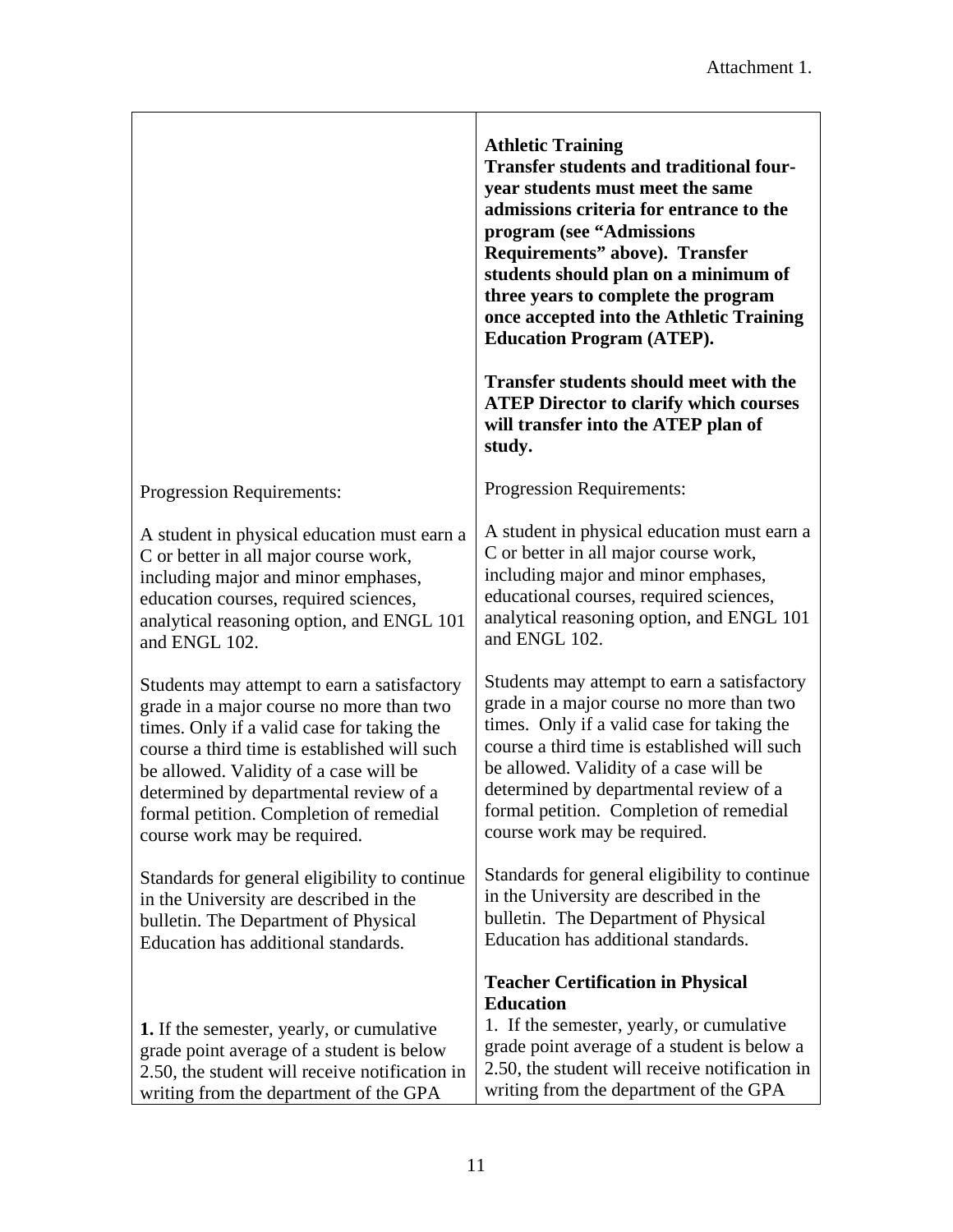Attachment 1.

| | |
|---|---|
| | **Athletic Training**<br>**Transfer students and traditional four-year students must meet the same admissions criteria for entrance to the program (see "Admissions Requirements" above). Transfer students should plan on a minimum of three years to complete the program once accepted into the Athletic Training Education Program (ATEP).**<br><br>**Transfer students should meet with the ATEP Director to clarify which courses will transfer into the ATEP plan of study.** |
| Progression Requirements: | Progression Requirements: |
| A student in physical education must earn a C or better in all major course work, including major and minor emphases, education courses, required sciences, analytical reasoning option, and ENGL 101 and ENGL 102. | A student in physical education must earn a C or better in all major course work, including major and minor emphases, educational courses, required sciences, analytical reasoning option, and ENGL 101 and ENGL 102. |
| Students may attempt to earn a satisfactory grade in a major course no more than two times. Only if a valid case for taking the course a third time is established will such be allowed. Validity of a case will be determined by departmental review of a formal petition. Completion of remedial course work may be required. | Students may attempt to earn a satisfactory grade in a major course no more than two times. Only if a valid case for taking the course a third time is established will such be allowed. Validity of a case will be determined by departmental review of a formal petition. Completion of remedial course work may be required. |
| Standards for general eligibility to continue in the University are described in the bulletin. The Department of Physical Education has additional standards. | Standards for general eligibility to continue in the University are described in the bulletin. The Department of Physical Education has additional standards. |
| **1.** If the semester, yearly, or cumulative grade point average of a student is below 2.50, the student will receive notification in writing from the department of the GPA | **Teacher Certification in Physical Education**<br>1. If the semester, yearly, or cumulative grade point average of a student is below a 2.50, the student will receive notification in writing from the department of the GPA |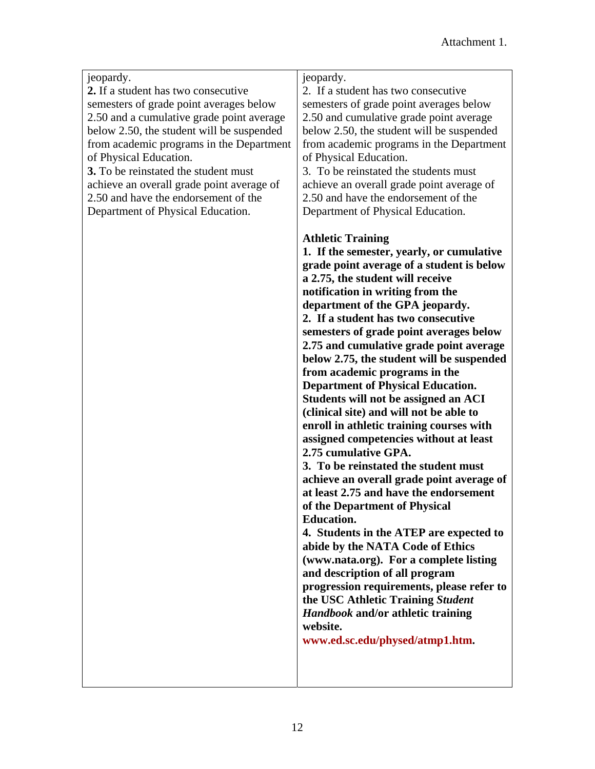Attachment 1.

| jeopardy.<br>**2.** If a student has two consecutive semesters of grade point averages below 2.50 and a cumulative grade point average below 2.50, the student will be suspended from academic programs in the Department of Physical Education.<br>**3.** To be reinstated the student must achieve an overall grade point average of 2.50 and have the endorsement of the Department of Physical Education. | jeopardy.<br>2. If a student has two consecutive semesters of grade point averages below 2.50 and cumulative grade point average below 2.50, the student will be suspended from academic programs in the Department of Physical Education.<br>3. To be reinstated the students must achieve an overall grade point average of 2.50 and have the endorsement of the Department of Physical Education.<br><br>**Athletic Training**<br>**1. If the semester, yearly, or cumulative grade point average of a student is below a 2.75, the student will receive notification in writing from the department of the GPA jeopardy.**<br>**2. If a student has two consecutive semesters of grade point averages below 2.75 and cumulative grade point average below 2.75, the student will be suspended from academic programs in the Department of Physical Education. Students will not be assigned an ACI (clinical site) and will not be able to enroll in athletic training courses with assigned competencies without at least 2.75 cumulative GPA.**<br>**3. To be reinstated the student must achieve an overall grade point average of at least 2.75 and have the endorsement of the Department of Physical Education.**<br>**4. Students in the ATEP are expected to abide by the NATA Code of Ethics (www.nata.org). For a complete listing and description of all program progression requirements, please refer to the USC Athletic Training *Student Handbook* and/or athletic training website.**<br>**www.ed.sc.edu/physed/atmp1.htm.** |
|---|---|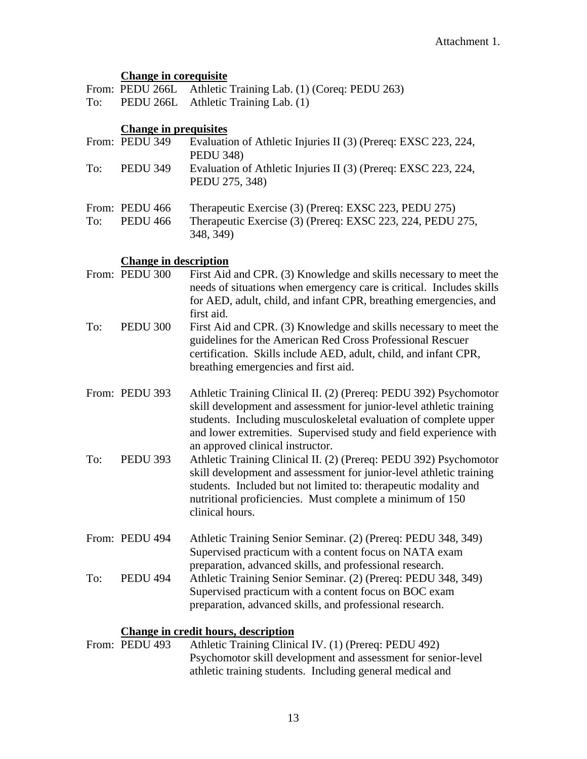Attachment 1.

**Change in corequisite**

From: PEDU 266L Athletic Training Lab. (1) (Coreq: PEDU 263)
To: PEDU 266L Athletic Training Lab. (1)

**Change in prequisites**

From: PEDU 349 Evaluation of Athletic Injuries II (3) (Prereq: EXSC 223, 224, PEDU 348)
To: PEDU 349 Evaluation of Athletic Injuries II (3) (Prereq: EXSC 223, 224, PEDU 275, 348)

From: PEDU 466 Therapeutic Exercise (3) (Prereq: EXSC 223, PEDU 275)
To: PEDU 466 Therapeutic Exercise (3) (Prereq: EXSC 223, 224, PEDU 275, 348, 349)

**Change in description**

From: PEDU 300 First Aid and CPR. (3) Knowledge and skills necessary to meet the needs of situations when emergency care is critical. Includes skills for AED, adult, child, and infant CPR, breathing emergencies, and first aid.
To: PEDU 300 First Aid and CPR. (3) Knowledge and skills necessary to meet the guidelines for the American Red Cross Professional Rescuer certification. Skills include AED, adult, child, and infant CPR, breathing emergencies and first aid.

From: PEDU 393 Athletic Training Clinical II. (2) (Prereq: PEDU 392) Psychomotor skill development and assessment for junior-level athletic training students. Including musculoskeletal evaluation of complete upper and lower extremities. Supervised study and field experience with an approved clinical instructor.
To: PEDU 393 Athletic Training Clinical II. (2) (Prereq: PEDU 392) Psychomotor skill development and assessment for junior-level athletic training students. Included but not limited to: therapeutic modality and nutritional proficiencies. Must complete a minimum of 150 clinical hours.

From: PEDU 494 Athletic Training Senior Seminar. (2) (Prereq: PEDU 348, 349) Supervised practicum with a content focus on NATA exam preparation, advanced skills, and professional research.
To: PEDU 494 Athletic Training Senior Seminar. (2) (Prereq: PEDU 348, 349) Supervised practicum with a content focus on BOC exam preparation, advanced skills, and professional research.

**Change in credit hours, description**

From: PEDU 493 Athletic Training Clinical IV. (1) (Prereq: PEDU 492) Psychomotor skill development and assessment for senior-level athletic training students. Including general medical and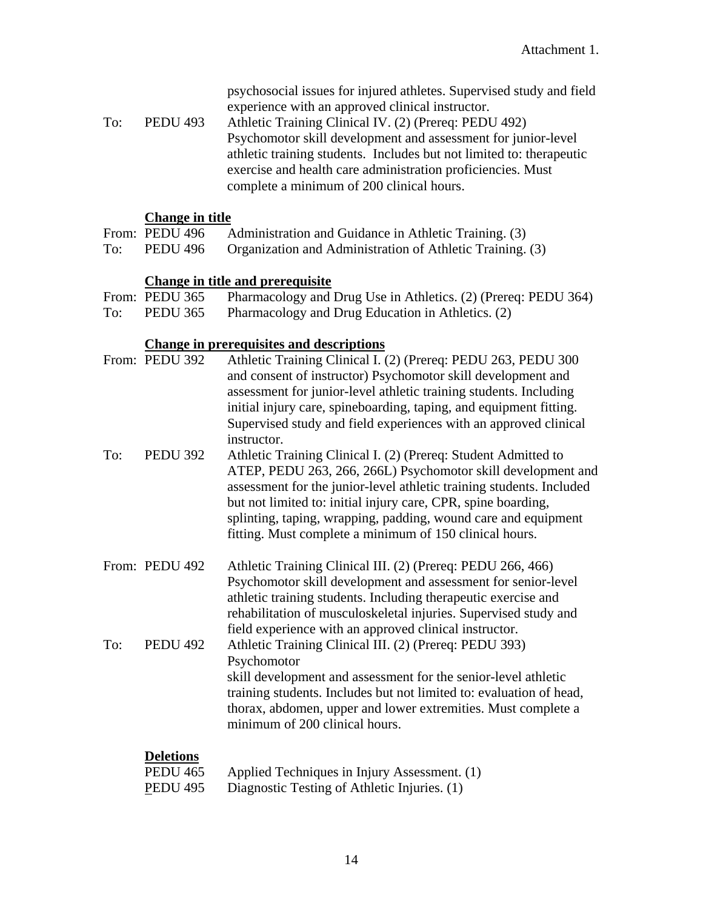Attachment 1.

psychosocial issues for injured athletes. Supervised study and field experience with an approved clinical instructor.

To: PEDU 493 Athletic Training Clinical IV. (2) (Prereq: PEDU 492) Psychomotor skill development and assessment for junior-level athletic training students. Includes but not limited to: therapeutic exercise and health care administration proficiencies. Must complete a minimum of 200 clinical hours.

**Change in title**

From: PEDU 496 Administration and Guidance in Athletic Training. (3)

To: PEDU 496 Organization and Administration of Athletic Training. (3)

**Change in title and prerequisite**

From: PEDU 365 Pharmacology and Drug Use in Athletics. (2) (Prereq: PEDU 364)

To: PEDU 365 Pharmacology and Drug Education in Athletics. (2)

**Change in prerequisites and descriptions**

From: PEDU 392 Athletic Training Clinical I. (2) (Prereq: PEDU 263, PEDU 300 and consent of instructor) Psychomotor skill development and assessment for junior-level athletic training students. Including initial injury care, spineboarding, taping, and equipment fitting. Supervised study and field experiences with an approved clinical instructor.

To: PEDU 392 Athletic Training Clinical I. (2) (Prereq: Student Admitted to ATEP, PEDU 263, 266, 266L) Psychomotor skill development and assessment for the junior-level athletic training students. Included but not limited to: initial injury care, CPR, spine boarding, splinting, taping, wrapping, padding, wound care and equipment fitting. Must complete a minimum of 150 clinical hours.

From: PEDU 492 Athletic Training Clinical III. (2) (Prereq: PEDU 266, 466) Psychomotor skill development and assessment for senior-level athletic training students. Including therapeutic exercise and rehabilitation of musculoskeletal injuries. Supervised study and field experience with an approved clinical instructor.

To: PEDU 492 Athletic Training Clinical III. (2) (Prereq: PEDU 393) Psychomotor skill development and assessment for the senior-level athletic training students. Includes but not limited to: evaluation of head, thorax, abdomen, upper and lower extremities. Must complete a minimum of 200 clinical hours.

**Deletions**

PEDU 465 Applied Techniques in Injury Assessment. (1)

PEDU 495 Diagnostic Testing of Athletic Injuries. (1)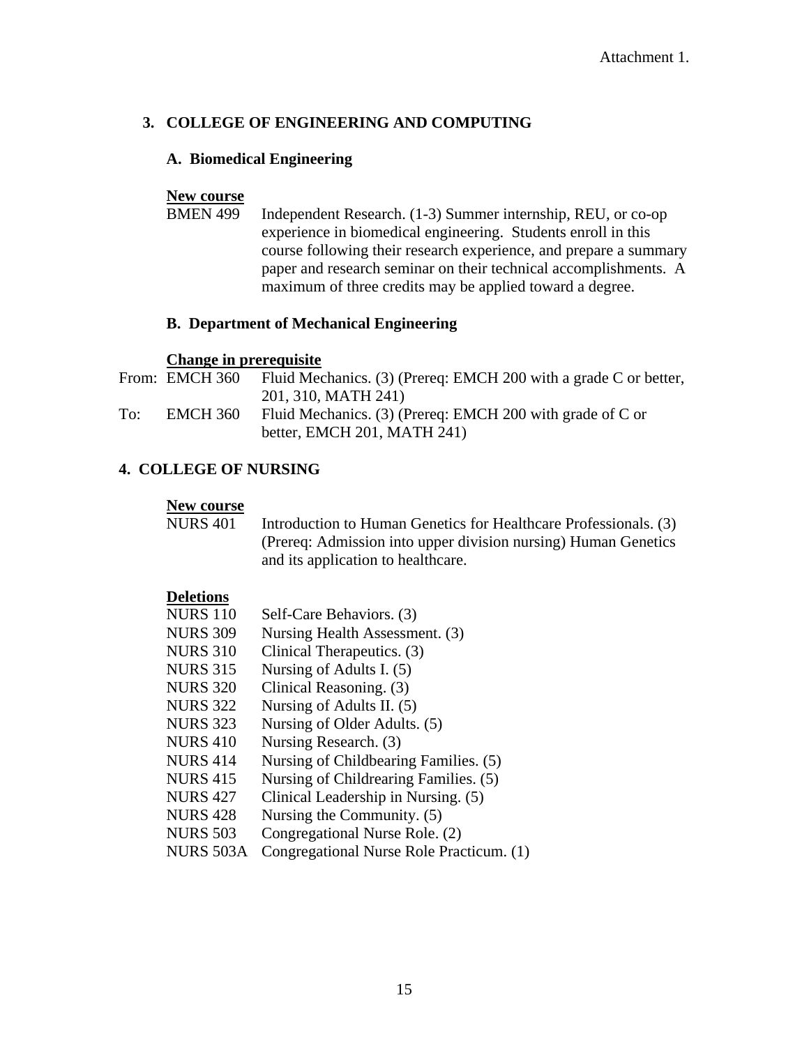Attachment 1.

## 3. COLLEGE OF ENGINEERING AND COMPUTING

### A. Biomedical Engineering

**New course**

BMEN 499 Independent Research. (1-3) Summer internship, REU, or co-op experience in biomedical engineering. Students enroll in this course following their research experience, and prepare a summary paper and research seminar on their technical accomplishments. A maximum of three credits may be applied toward a degree.

### B. Department of Mechanical Engineering

**Change in prerequisite**

From: EMCH 360 Fluid Mechanics. (3) (Prereq: EMCH 200 with a grade C or better, 201, 310, MATH 241)

To: EMCH 360 Fluid Mechanics. (3) (Prereq: EMCH 200 with grade of C or better, EMCH 201, MATH 241)

## 4. COLLEGE OF NURSING

**New course**

NURS 401 Introduction to Human Genetics for Healthcare Professionals. (3) (Prereq: Admission into upper division nursing) Human Genetics and its application to healthcare.

**Deletions**

NURS 110 Self-Care Behaviors. (3)
NURS 309 Nursing Health Assessment. (3)
NURS 310 Clinical Therapeutics. (3)
NURS 315 Nursing of Adults I. (5)
NURS 320 Clinical Reasoning. (3)
NURS 322 Nursing of Adults II. (5)
NURS 323 Nursing of Older Adults. (5)
NURS 410 Nursing Research. (3)
NURS 414 Nursing of Childbearing Families. (5)
NURS 415 Nursing of Childrearing Families. (5)
NURS 427 Clinical Leadership in Nursing. (5)
NURS 428 Nursing the Community. (5)
NURS 503 Congregational Nurse Role. (2)
NURS 503A Congregational Nurse Role Practicum. (1)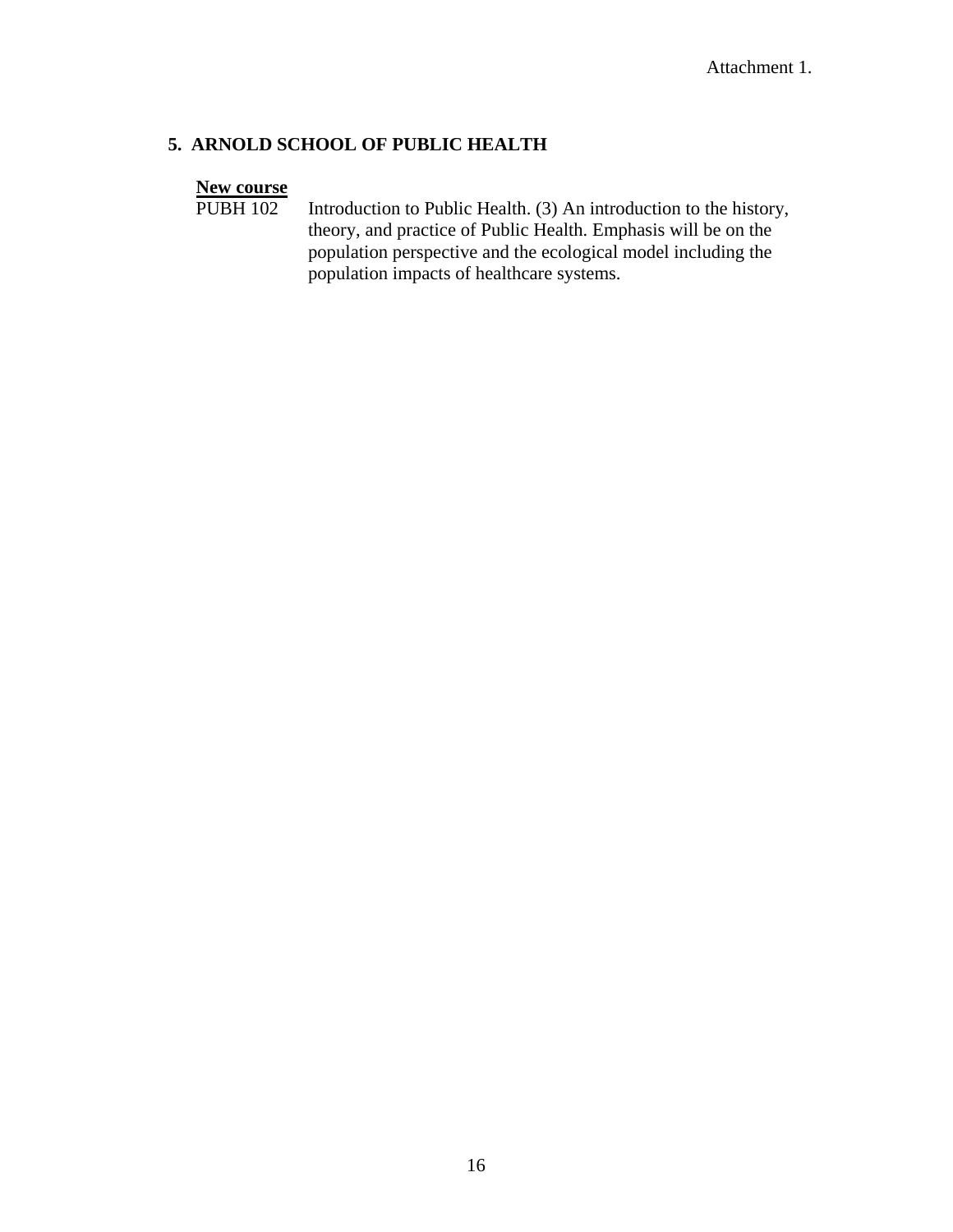Attachment 1.

## 5. ARNOLD SCHOOL OF PUBLIC HEALTH

**New course**

PUBH 102 Introduction to Public Health. (3) An introduction to the history, theory, and practice of Public Health. Emphasis will be on the population perspective and the ecological model including the population impacts of healthcare systems.